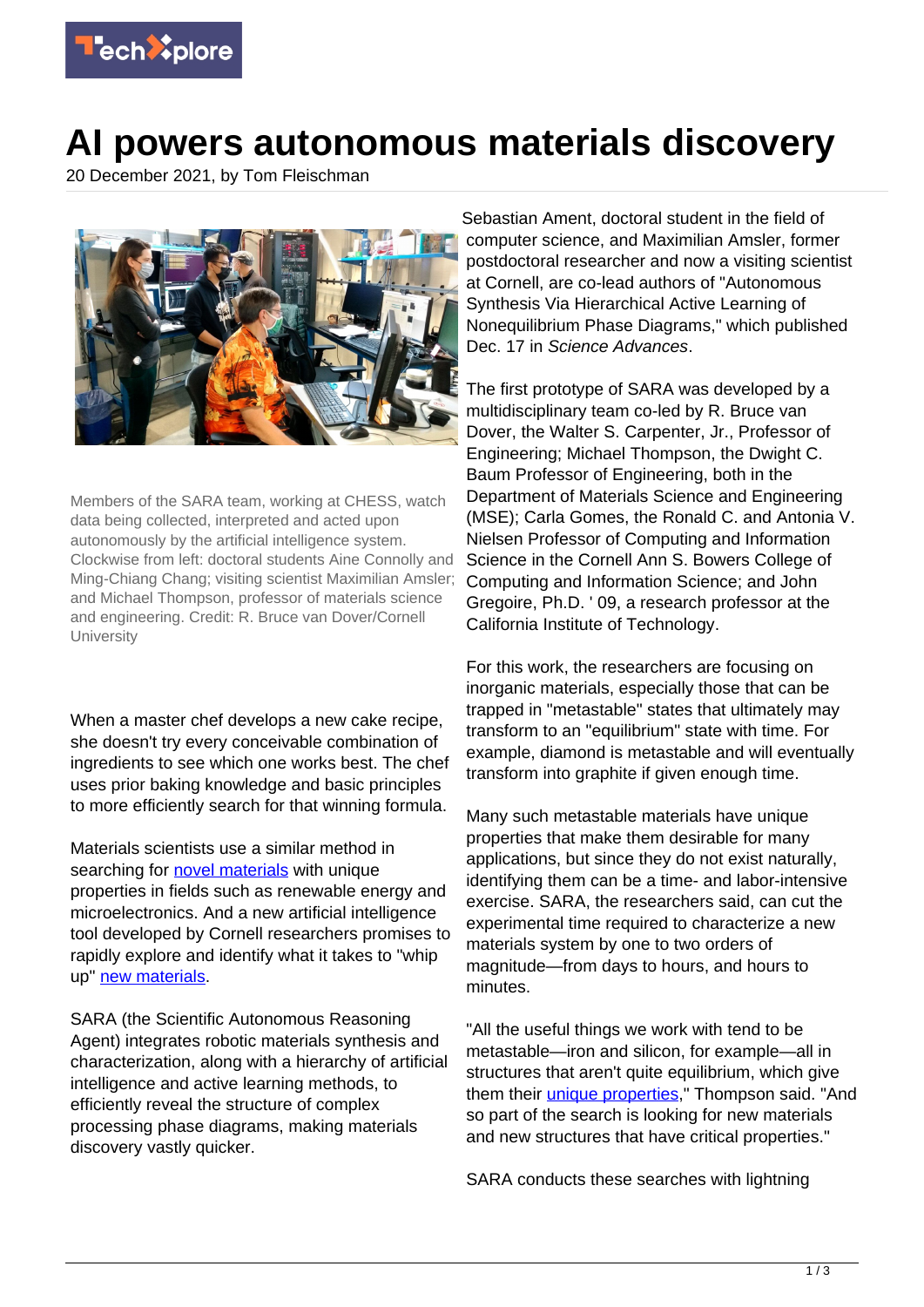# AI powers autonomous materials discovery

20 December 2021, by Tom Fleischman

Members of the SARA team, working at CHESS, watch data being collected, interpreted and acted upon autonomously by the artificial intelligence system. Clockwise from left: doctoral students Aine Connolly and Ming-Chiang Chang; visiting scientist Maximilian Amsler; and Michael Thompson, professor of materials science and engineering. Credit: R. Bruce van Dover/Cornell University

When a master chef develops a new cake recipe, she doesn't try every conceivable combination of ingredients to see which one works best. The chef uses prior baking knowledge and basic principles to more efficiently search for that winning formula.

Materials scientists use a similar method in searching for novel materials with unique properties in fields such as renewable energy and microelectronics. And a new artificial intelligence tool developed by Cornell researchers promises to rapidly explore and identify what it takes to "whip up" new materials.

SARA (the Scientific Autonomous Reasoning Agent) integrates robotic materials synthesis and characterization, along with a hierarchy of artificial intelligence and active learning methods, to efficiently reveal the structure of complex processing phase diagrams, making materials discovery vastly quicker.

Sebastian Ament, doctoral student in the field of computer science, and Maximilian Amsler, former postdoctoral researcher and now a visiting scientist at Cornell, are co-lead authors of "Autonomous Synthesis Via Hierarchical Active Learning of Nonequilibrium Phase Diagrams," which published Dec. 17 in *Science Advances*.

The first prototype of SARA was developed by a multidisciplinary team co-led by R. Bruce van Dover, the Walter S. Carpenter, Jr., Professor of Engineering; Michael Thompson, the Dwight C. Baum Professor of Engineering, both in the Department of Materials Science and Engineering (MSE); Carla Gomes, the Ronald C. and Antonia V. Nielsen Professor of Computing and Information Science in the Cornell Ann S. Bowers College of Computing and Information Science; and John Gregoire, Ph.D. ' 09, a research professor at the California Institute of Technology.

For this work, the researchers are focusing on inorganic materials, especially those that can be trapped in "metastable" states that ultimately may transform to an "equilibrium" state with time. For example, diamond is metastable and will eventually transform into graphite if given enough time.

Many such metastable materials have unique properties that make them desirable for many applications, but since they do not exist naturally, identifying them can be a time- and labor-intensive exercise. SARA, the researchers said, can cut the experimental time required to characterize a new materials system by one to two orders of magnitude—from days to hours, and hours to minutes.

"All the useful things we work with tend to be metastable—iron and silicon, for example—all in structures that aren't quite equilibrium, which give them their unique properties," Thompson said. "And so part of the search is looking for new materials and new structures that have critical properties."

SARA conducts these searches with lightning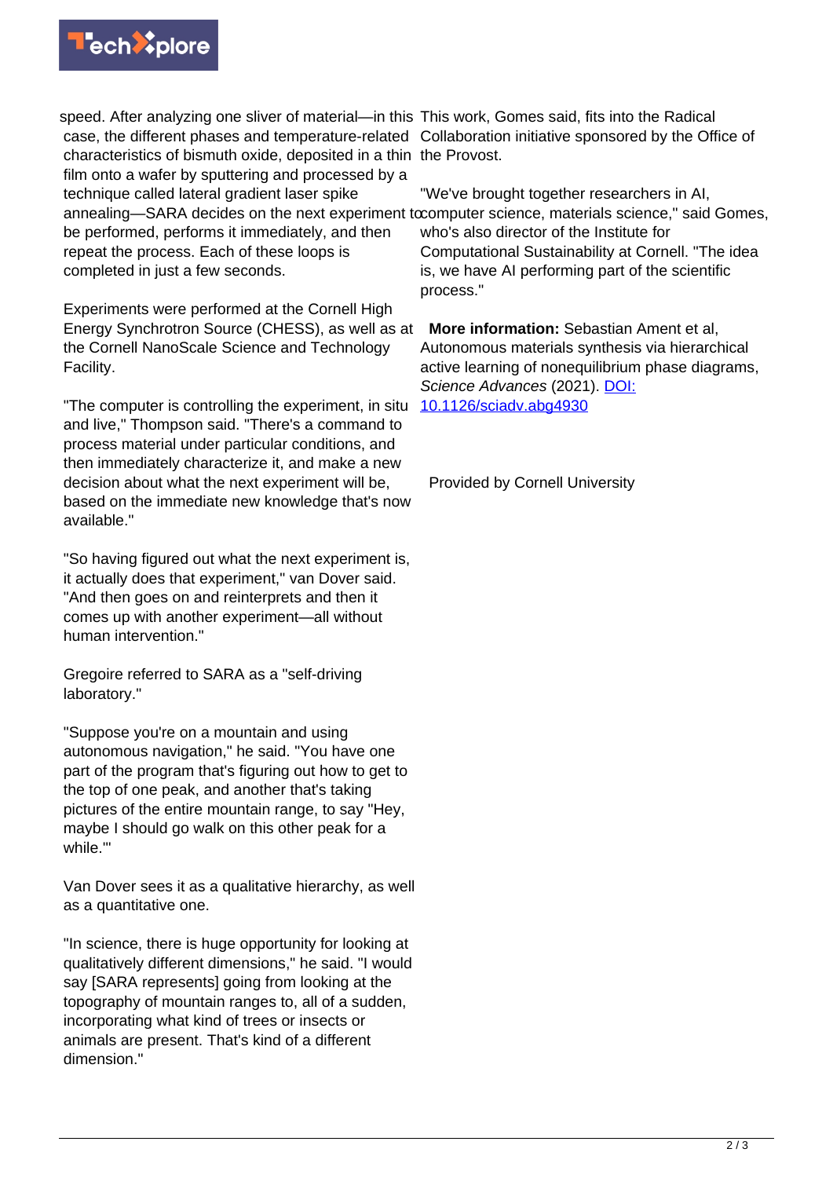speed. After analyzing one sliver of material—in this case, the different phases and temperature-related characteristics of bismuth oxide, deposited in a thin film onto a wafer by sputtering and processed by a technique called lateral gradient laser spike annealing—SARA decides on the next experiment to be performed, performs it immediately, and then repeat the process. Each of these loops is completed in just a few seconds.

Experiments were performed at the Cornell High Energy Synchrotron Source (CHESS), as well as at the Cornell NanoScale Science and Technology Facility.

"The computer is controlling the experiment, in situ and live," Thompson said. "There's a command to process material under particular conditions, and then immediately characterize it, and make a new decision about what the next experiment will be, based on the immediate new knowledge that's now available."

"So having figured out what the next experiment is, it actually does that experiment," van Dover said. "And then goes on and reinterprets and then it comes up with another experiment—all without human intervention."

Gregoire referred to SARA as a "self-driving laboratory."

"Suppose you're on a mountain and using autonomous navigation," he said. "You have one part of the program that's figuring out how to get to the top of one peak, and another that's taking pictures of the entire mountain range, to say "Hey, maybe I should go walk on this other peak for a while.'"

Van Dover sees it as a qualitative hierarchy, as well as a quantitative one.

"In science, there is huge opportunity for looking at qualitatively different dimensions," he said. "I would say [SARA represents] going from looking at the topography of mountain ranges to, all of a sudden, incorporating what kind of trees or insects or animals are present. That's kind of a different dimension."

This work, Gomes said, fits into the Radical Collaboration initiative sponsored by the Office of the Provost.

"We've brought together researchers in AI, computer science, materials science," said Gomes, who's also director of the Institute for Computational Sustainability at Cornell. "The idea is, we have AI performing part of the scientific process."

**More information:** Sebastian Ament et al, Autonomous materials synthesis via hierarchical active learning of nonequilibrium phase diagrams, *Science Advances* (2021). DOI: 10.1126/sciadv.abg4930

Provided by Cornell University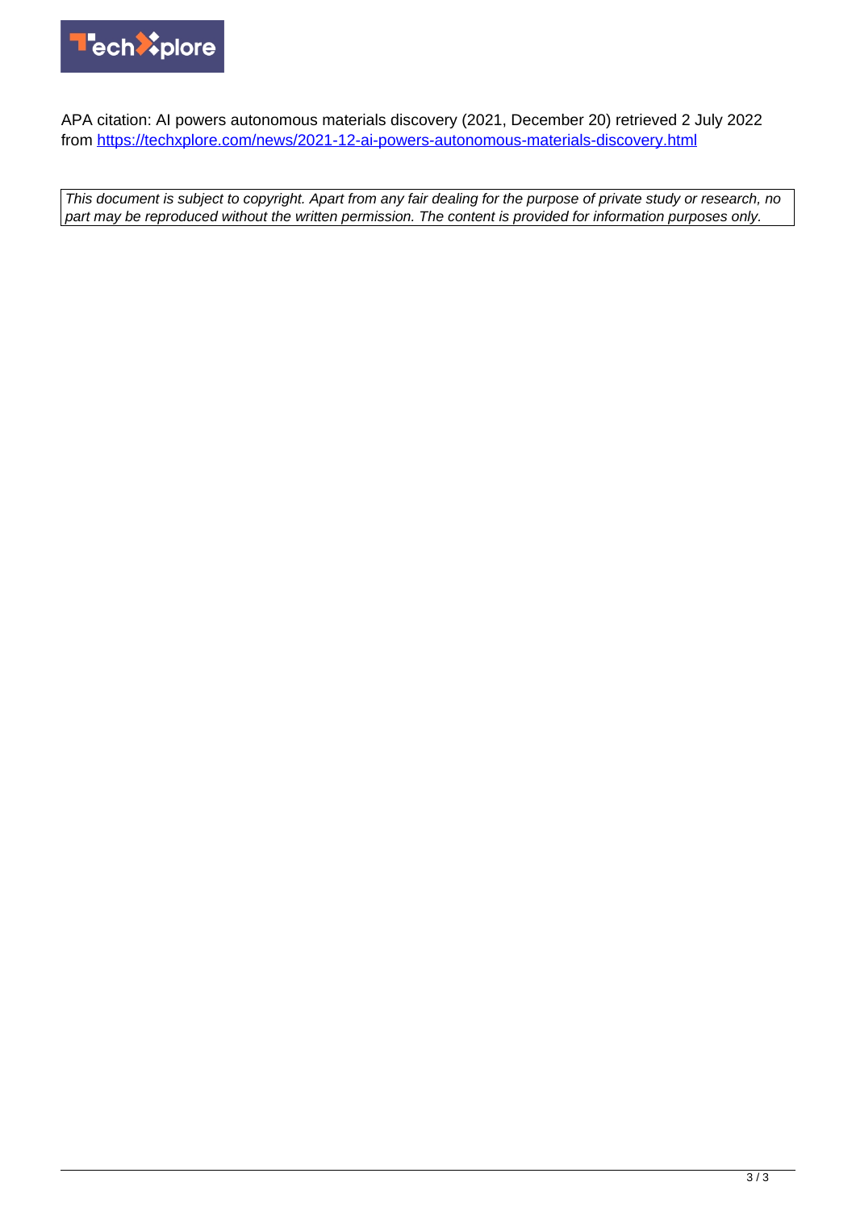APA citation: AI powers autonomous materials discovery (2021, December 20) retrieved 2 July 2022 from https://techxplore.com/news/2021-12-ai-powers-autonomous-materials-discovery.html

*This document is subject to copyright. Apart from any fair dealing for the purpose of private study or research, no part may be reproduced without the written permission. The content is provided for information purposes only.*